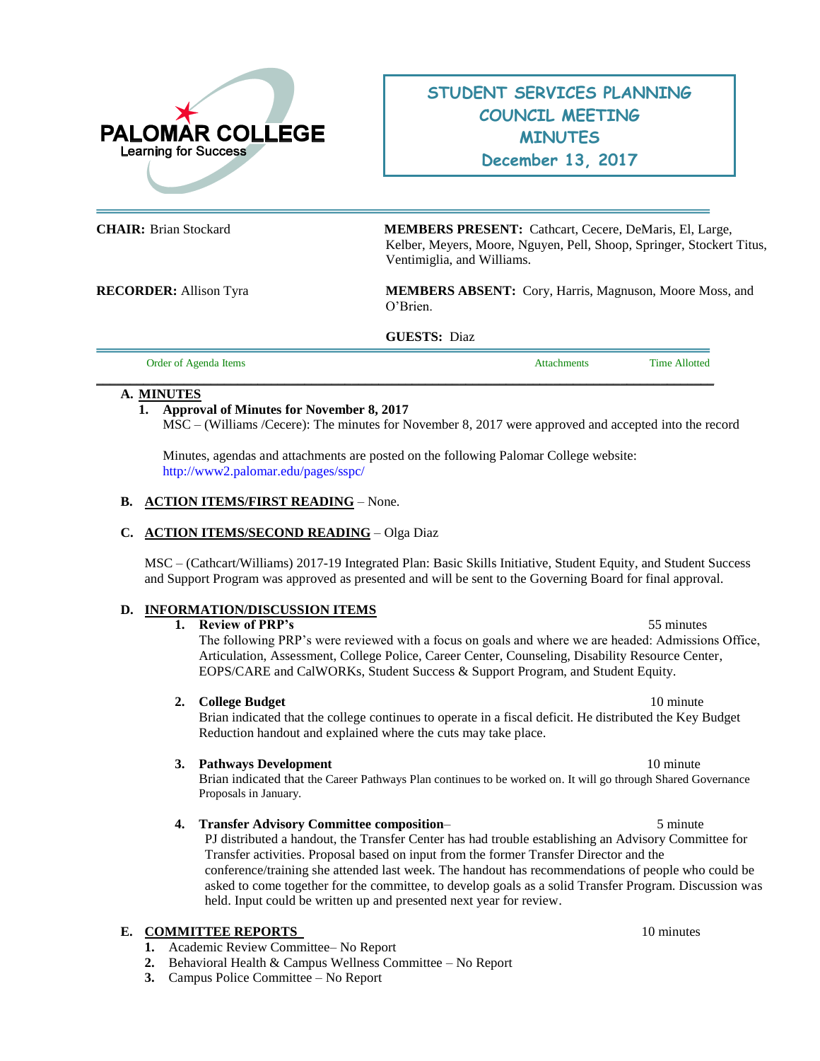PALOMAR COLLEGE
Learning for Success

# STUDENT SERVICES PLANNING COUNCIL MEETING MINUTES
## December 13, 2017

**CHAIR:** Brian Stockard

**MEMBERS PRESENT:** Cathcart, Cecere, DeMaris, El, Large, Kelber, Meyers, Moore, Nguyen, Pell, Shoop, Springer, Stockert Titus, Ventimiglia, and Williams.

**RECORDER:** Allison Tyra

**MEMBERS ABSENT:** Cory, Harris, Magnuson, Moore Moss, and O'Brien.

**GUESTS:** Diaz

| Order of Agenda Items | Attachments | Time Allotted |
|---|---|---|

**A. MINUTES**

1. **Approval of Minutes for November 8, 2017**
   MSC – (Williams /Cecere): The minutes for November 8, 2017 were approved and accepted into the record

   Minutes, agendas and attachments are posted on the following Palomar College website: http://www2.palomar.edu/pages/sspc/

**B. ACTION ITEMS/FIRST READING** – None.

**C. ACTION ITEMS/SECOND READING** – Olga Diaz

MSC – (Cathcart/Williams) 2017-19 Integrated Plan: Basic Skills Initiative, Student Equity, and Student Success and Support Program was approved as presented and will be sent to the Governing Board for final approval.

**D. INFORMATION/DISCUSSION ITEMS**

1. **Review of PRP's** — 55 minutes
   The following PRP's were reviewed with a focus on goals and where we are headed: Admissions Office, Articulation, Assessment, College Police, Career Center, Counseling, Disability Resource Center, EOPS/CARE and CalWORKs, Student Success & Support Program, and Student Equity.

2. **College Budget** — 10 minute
   Brian indicated that the college continues to operate in a fiscal deficit. He distributed the Key Budget Reduction handout and explained where the cuts may take place.

3. **Pathways Development** — 10 minute
   Brian indicated that the Career Pathways Plan continues to be worked on. It will go through Shared Governance Proposals in January.

4. **Transfer Advisory Committee composition**– — 5 minute
   PJ distributed a handout, the Transfer Center has had trouble establishing an Advisory Committee for Transfer activities. Proposal based on input from the former Transfer Director and the conference/training she attended last week. The handout has recommendations of people who could be asked to come together for the committee, to develop goals as a solid Transfer Program. Discussion was held. Input could be written up and presented next year for review.

**E. COMMITTEE REPORTS** — 10 minutes

1. Academic Review Committee– No Report
2. Behavioral Health & Campus Wellness Committee – No Report
3. Campus Police Committee – No Report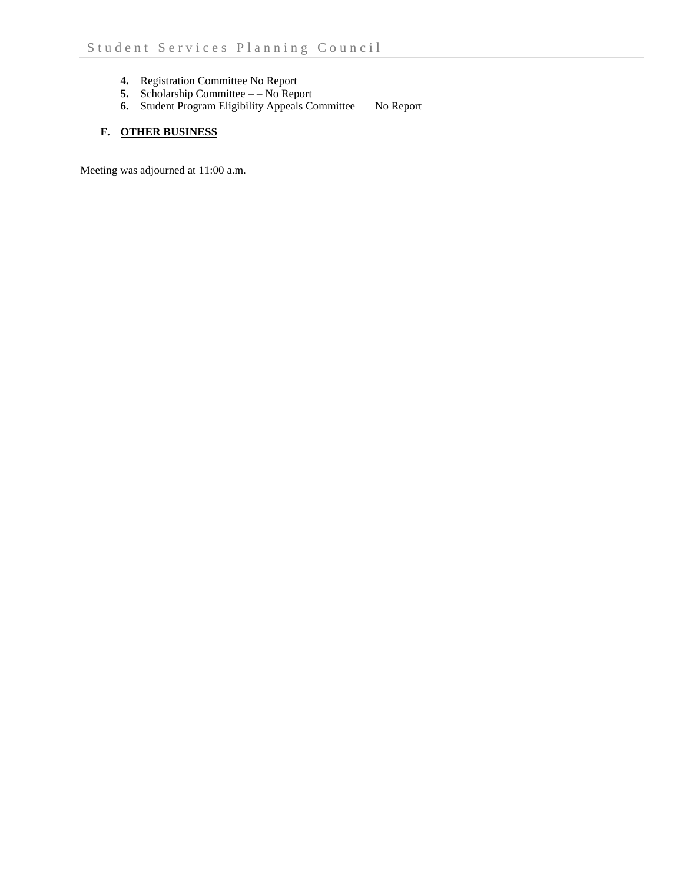4. Registration Committee No Report
5. Scholarship Committee – – No Report
6. Student Program Eligibility Appeals Committee – – No Report

**F. OTHER BUSINESS**

Meeting was adjourned at 11:00 a.m.